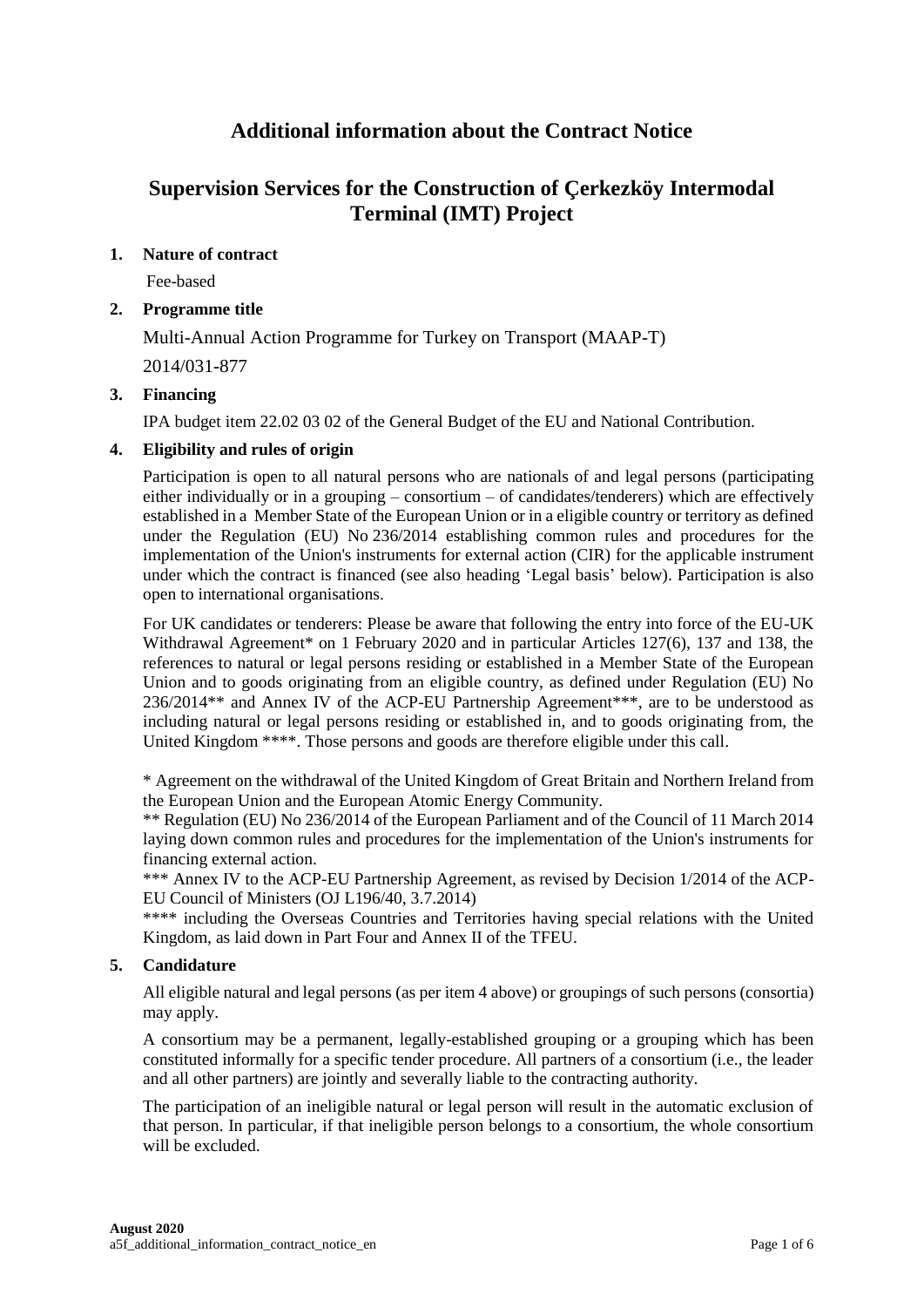# Additional information about the Contract Notice

# Supervision Services for the Construction of Çerkezköy Intermodal Terminal (IMT) Project

## 1. Nature of contract

Fee-based

## 2. Programme title

Multi-Annual Action Programme for Turkey on Transport (MAAP-T)

2014/031-877

## 3. Financing

IPA budget item 22.02 03 02 of the General Budget of the EU and National Contribution.

## 4. Eligibility and rules of origin

Participation is open to all natural persons who are nationals of and legal persons (participating either individually or in a grouping – consortium – of candidates/tenderers) which are effectively established in a Member State of the European Union or in a eligible country or territory as defined under the Regulation (EU) No 236/2014 establishing common rules and procedures for the implementation of the Union's instruments for external action (CIR) for the applicable instrument under which the contract is financed (see also heading 'Legal basis' below). Participation is also open to international organisations.

For UK candidates or tenderers: Please be aware that following the entry into force of the EU-UK Withdrawal Agreement* on 1 February 2020 and in particular Articles 127(6), 137 and 138, the references to natural or legal persons residing or established in a Member State of the European Union and to goods originating from an eligible country, as defined under Regulation (EU) No 236/2014** and Annex IV of the ACP-EU Partnership Agreement***, are to be understood as including natural or legal persons residing or established in, and to goods originating from, the United Kingdom ****. Those persons and goods are therefore eligible under this call.

\* Agreement on the withdrawal of the United Kingdom of Great Britain and Northern Ireland from the European Union and the European Atomic Energy Community.

** Regulation (EU) No 236/2014 of the European Parliament and of the Council of 11 March 2014 laying down common rules and procedures for the implementation of the Union's instruments for financing external action.

*** Annex IV to the ACP-EU Partnership Agreement, as revised by Decision 1/2014 of the ACP-EU Council of Ministers (OJ L196/40, 3.7.2014)

**** including the Overseas Countries and Territories having special relations with the United Kingdom, as laid down in Part Four and Annex II of the TFEU.

## 5. Candidature

All eligible natural and legal persons (as per item 4 above) or groupings of such persons (consortia) may apply.

A consortium may be a permanent, legally-established grouping or a grouping which has been constituted informally for a specific tender procedure. All partners of a consortium (i.e., the leader and all other partners) are jointly and severally liable to the contracting authority.

The participation of an ineligible natural or legal person will result in the automatic exclusion of that person. In particular, if that ineligible person belongs to a consortium, the whole consortium will be excluded.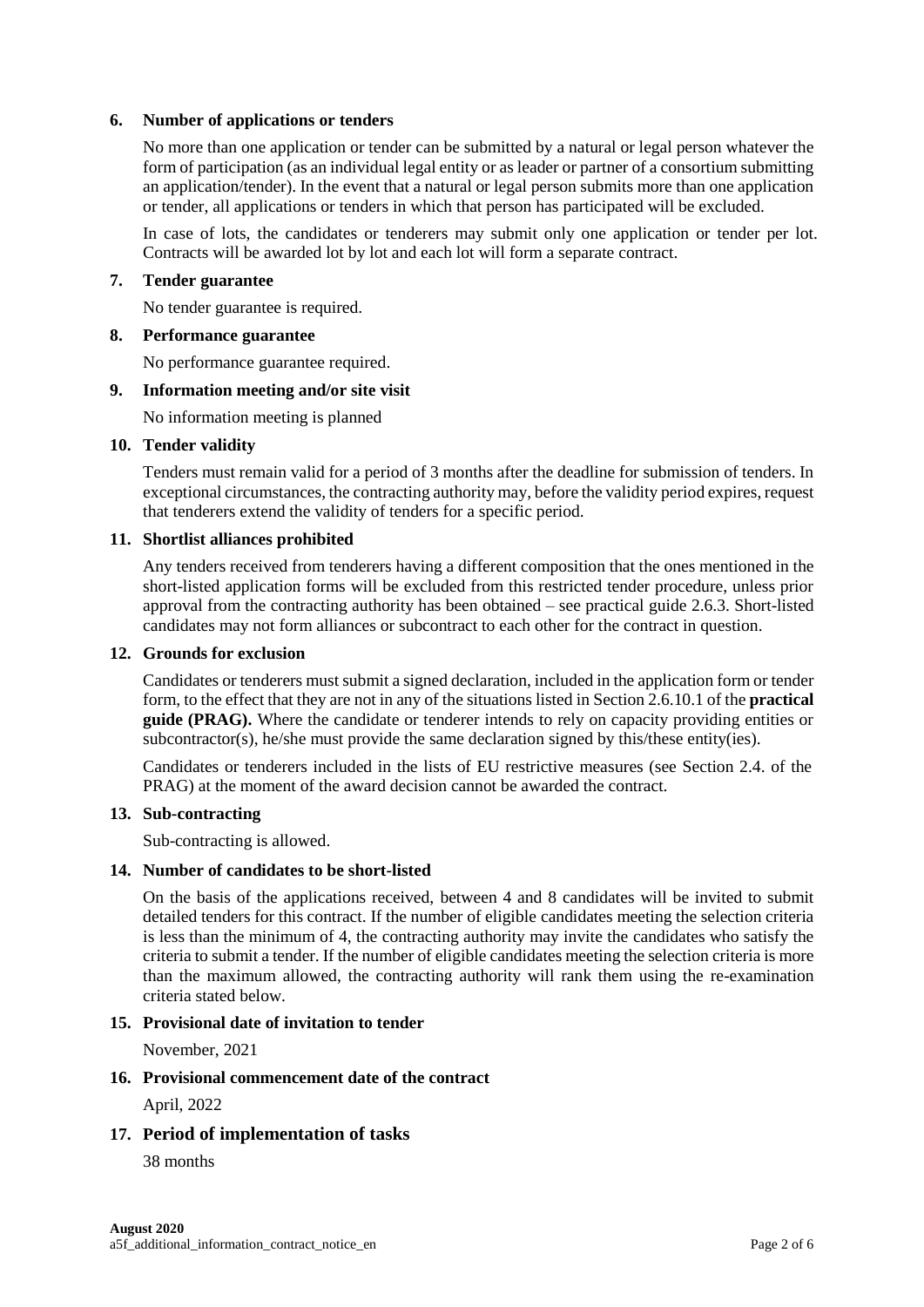## 6. Number of applications or tenders

No more than one application or tender can be submitted by a natural or legal person whatever the form of participation (as an individual legal entity or as leader or partner of a consortium submitting an application/tender). In the event that a natural or legal person submits more than one application or tender, all applications or tenders in which that person has participated will be excluded.

In case of lots, the candidates or tenderers may submit only one application or tender per lot. Contracts will be awarded lot by lot and each lot will form a separate contract.

## 7. Tender guarantee

No tender guarantee is required.

## 8. Performance guarantee

No performance guarantee required.

## 9. Information meeting and/or site visit

No information meeting is planned

## 10. Tender validity

Tenders must remain valid for a period of 3 months after the deadline for submission of tenders. In exceptional circumstances, the contracting authority may, before the validity period expires, request that tenderers extend the validity of tenders for a specific period.

## 11. Shortlist alliances prohibited

Any tenders received from tenderers having a different composition that the ones mentioned in the short-listed application forms will be excluded from this restricted tender procedure, unless prior approval from the contracting authority has been obtained – see practical guide 2.6.3. Short-listed candidates may not form alliances or subcontract to each other for the contract in question.

## 12. Grounds for exclusion

Candidates or tenderers must submit a signed declaration, included in the application form or tender form, to the effect that they are not in any of the situations listed in Section 2.6.10.1 of the **practical guide (PRAG).** Where the candidate or tenderer intends to rely on capacity providing entities or subcontractor(s), he/she must provide the same declaration signed by this/these entity(ies).

Candidates or tenderers included in the lists of EU restrictive measures (see Section 2.4. of the PRAG) at the moment of the award decision cannot be awarded the contract.

## 13. Sub-contracting

Sub-contracting is allowed.

## 14. Number of candidates to be short-listed

On the basis of the applications received, between 4 and 8 candidates will be invited to submit detailed tenders for this contract. If the number of eligible candidates meeting the selection criteria is less than the minimum of 4, the contracting authority may invite the candidates who satisfy the criteria to submit a tender. If the number of eligible candidates meeting the selection criteria is more than the maximum allowed, the contracting authority will rank them using the re-examination criteria stated below.

## 15. Provisional date of invitation to tender

November, 2021

## 16. Provisional commencement date of the contract

April, 2022

## 17. Period of implementation of tasks

38 months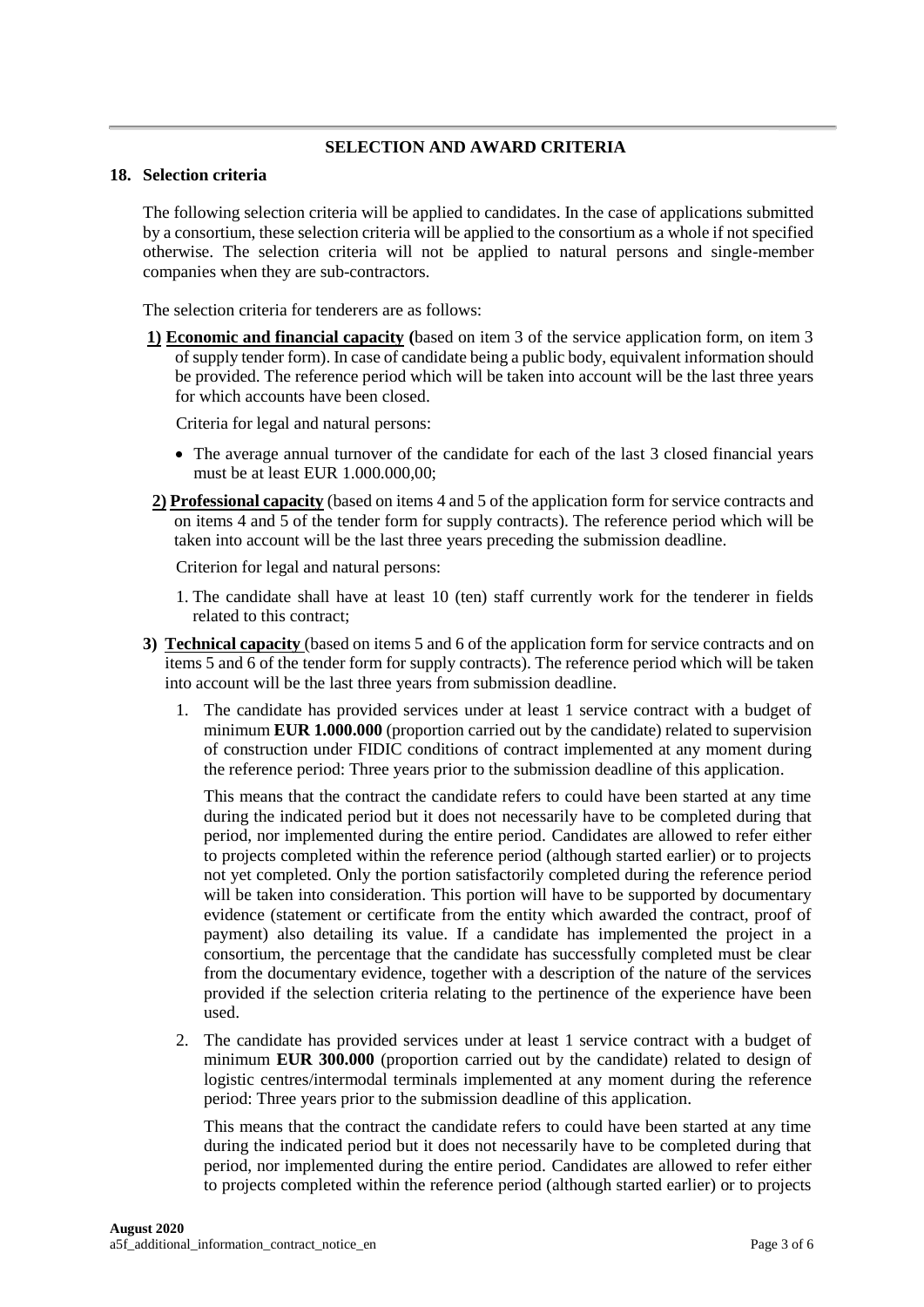## SELECTION AND AWARD CRITERIA

### 18. Selection criteria

The following selection criteria will be applied to candidates. In the case of applications submitted by a consortium, these selection criteria will be applied to the consortium as a whole if not specified otherwise. The selection criteria will not be applied to natural persons and single-member companies when they are sub-contractors.

The selection criteria for tenderers are as follows:

**1) Economic and financial capacity (**based on item 3 of the service application form, on item 3 of supply tender form). In case of candidate being a public body, equivalent information should be provided. The reference period which will be taken into account will be the last three years for which accounts have been closed.

Criteria for legal and natural persons:

- The average annual turnover of the candidate for each of the last 3 closed financial years must be at least EUR 1.000.000,00;

**2) Professional capacity** (based on items 4 and 5 of the application form for service contracts and on items 4 and 5 of the tender form for supply contracts). The reference period which will be taken into account will be the last three years preceding the submission deadline.

Criterion for legal and natural persons:

1. The candidate shall have at least 10 (ten) staff currently work for the tenderer in fields related to this contract;

**3) Technical capacity** (based on items 5 and 6 of the application form for service contracts and on items 5 and 6 of the tender form for supply contracts). The reference period which will be taken into account will be the last three years from submission deadline.

1. The candidate has provided services under at least 1 service contract with a budget of minimum **EUR 1.000.000** (proportion carried out by the candidate) related to supervision of construction under FIDIC conditions of contract implemented at any moment during the reference period: Three years prior to the submission deadline of this application.

   This means that the contract the candidate refers to could have been started at any time during the indicated period but it does not necessarily have to be completed during that period, nor implemented during the entire period. Candidates are allowed to refer either to projects completed within the reference period (although started earlier) or to projects not yet completed. Only the portion satisfactorily completed during the reference period will be taken into consideration. This portion will have to be supported by documentary evidence (statement or certificate from the entity which awarded the contract, proof of payment) also detailing its value. If a candidate has implemented the project in a consortium, the percentage that the candidate has successfully completed must be clear from the documentary evidence, together with a description of the nature of the services provided if the selection criteria relating to the pertinence of the experience have been used.

2. The candidate has provided services under at least 1 service contract with a budget of minimum **EUR 300.000** (proportion carried out by the candidate) related to design of logistic centres/intermodal terminals implemented at any moment during the reference period: Three years prior to the submission deadline of this application.

   This means that the contract the candidate refers to could have been started at any time during the indicated period but it does not necessarily have to be completed during that period, nor implemented during the entire period. Candidates are allowed to refer either to projects completed within the reference period (although started earlier) or to projects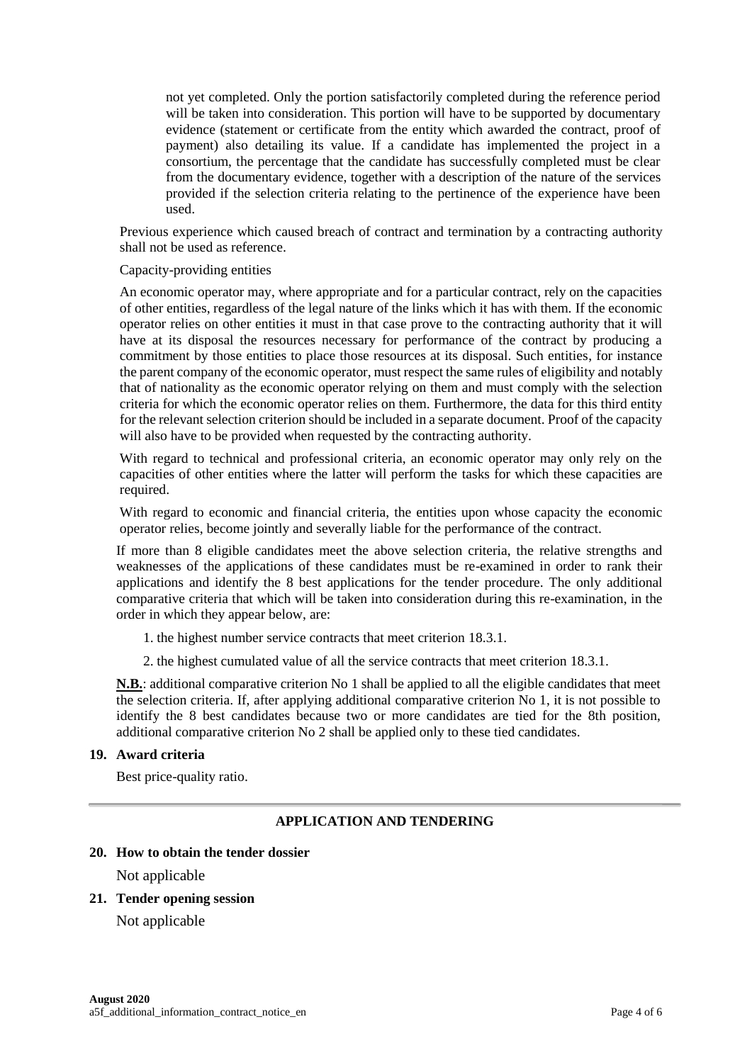not yet completed. Only the portion satisfactorily completed during the reference period will be taken into consideration. This portion will have to be supported by documentary evidence (statement or certificate from the entity which awarded the contract, proof of payment) also detailing its value. If a candidate has implemented the project in a consortium, the percentage that the candidate has successfully completed must be clear from the documentary evidence, together with a description of the nature of the services provided if the selection criteria relating to the pertinence of the experience have been used.

Previous experience which caused breach of contract and termination by a contracting authority shall not be used as reference.

Capacity-providing entities

An economic operator may, where appropriate and for a particular contract, rely on the capacities of other entities, regardless of the legal nature of the links which it has with them. If the economic operator relies on other entities it must in that case prove to the contracting authority that it will have at its disposal the resources necessary for performance of the contract by producing a commitment by those entities to place those resources at its disposal. Such entities, for instance the parent company of the economic operator, must respect the same rules of eligibility and notably that of nationality as the economic operator relying on them and must comply with the selection criteria for which the economic operator relies on them. Furthermore, the data for this third entity for the relevant selection criterion should be included in a separate document. Proof of the capacity will also have to be provided when requested by the contracting authority.

With regard to technical and professional criteria, an economic operator may only rely on the capacities of other entities where the latter will perform the tasks for which these capacities are required.

With regard to economic and financial criteria, the entities upon whose capacity the economic operator relies, become jointly and severally liable for the performance of the contract.

If more than 8 eligible candidates meet the above selection criteria, the relative strengths and weaknesses of the applications of these candidates must be re-examined in order to rank their applications and identify the 8 best applications for the tender procedure. The only additional comparative criteria that which will be taken into consideration during this re-examination, in the order in which they appear below, are:

1. the highest number service contracts that meet criterion 18.3.1.
2. the highest cumulated value of all the service contracts that meet criterion 18.3.1.

**N.B.**: additional comparative criterion No 1 shall be applied to all the eligible candidates that meet the selection criteria. If, after applying additional comparative criterion No 1, it is not possible to identify the 8 best candidates because two or more candidates are tied for the 8th position, additional comparative criterion No 2 shall be applied only to these tied candidates.

**19. Award criteria**

Best price-quality ratio.

## APPLICATION AND TENDERING

**20. How to obtain the tender dossier**

Not applicable

**21. Tender opening session**

Not applicable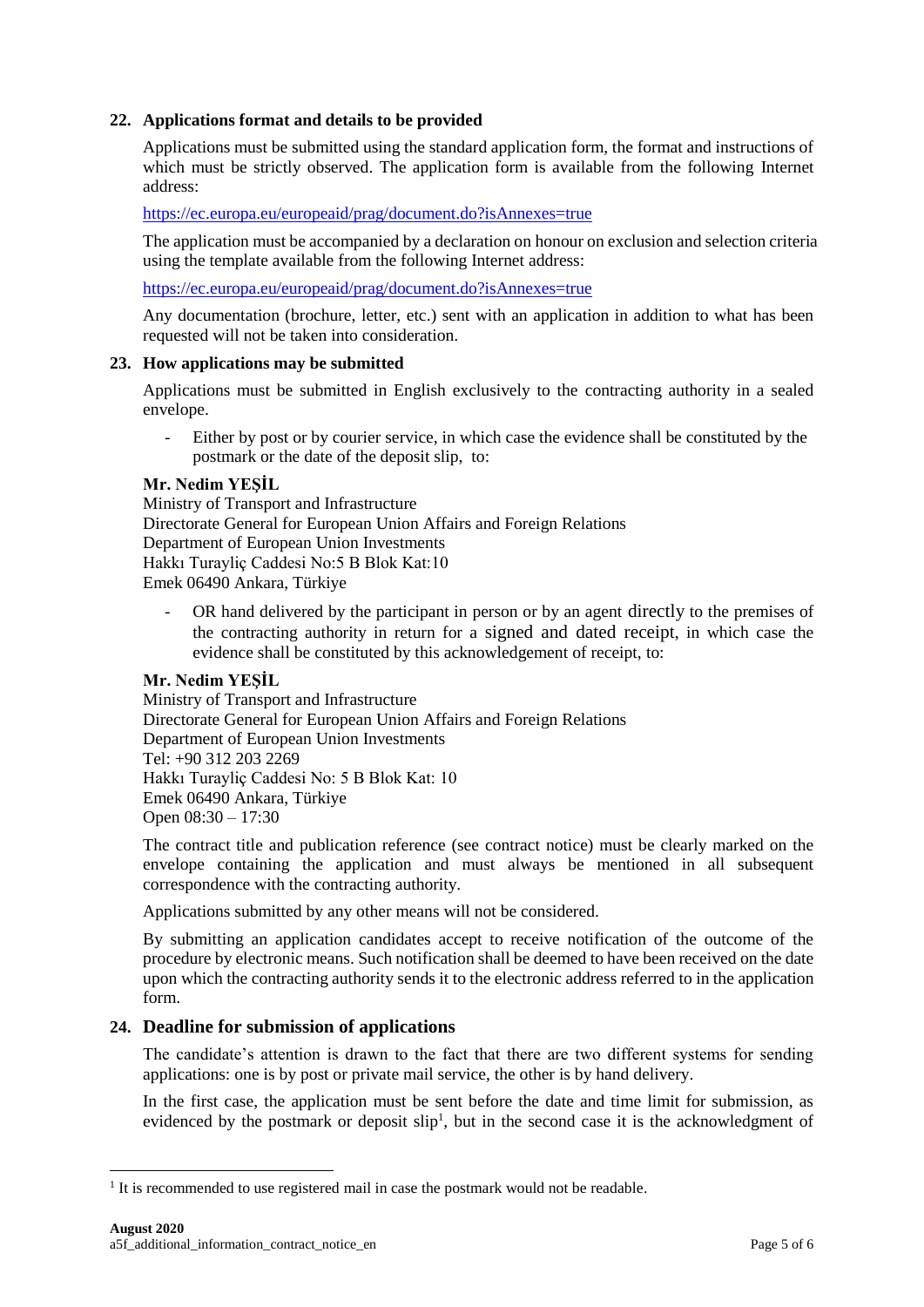## 22. Applications format and details to be provided

Applications must be submitted using the standard application form, the format and instructions of which must be strictly observed. The application form is available from the following Internet address:

https://ec.europa.eu/europeaid/prag/document.do?isAnnexes=true

The application must be accompanied by a declaration on honour on exclusion and selection criteria using the template available from the following Internet address:

https://ec.europa.eu/europeaid/prag/document.do?isAnnexes=true

Any documentation (brochure, letter, etc.) sent with an application in addition to what has been requested will not be taken into consideration.

## 23. How applications may be submitted

Applications must be submitted in English exclusively to the contracting authority in a sealed envelope.

- Either by post or by courier service, in which case the evidence shall be constituted by the postmark or the date of the deposit slip, to:

**Mr. Nedim YEŞİL**
Ministry of Transport and Infrastructure
Directorate General for European Union Affairs and Foreign Relations
Department of European Union Investments
Hakkı Turayliç Caddesi No:5 B Blok Kat:10
Emek 06490 Ankara, Türkiye

- OR hand delivered by the participant in person or by an agent directly to the premises of the contracting authority in return for a signed and dated receipt, in which case the evidence shall be constituted by this acknowledgement of receipt, to:

**Mr. Nedim YEŞİL**
Ministry of Transport and Infrastructure
Directorate General for European Union Affairs and Foreign Relations
Department of European Union Investments
Tel: +90 312 203 2269
Hakkı Turayliç Caddesi No: 5 B Blok Kat: 10
Emek 06490 Ankara, Türkiye
Open 08:30 – 17:30

The contract title and publication reference (see contract notice) must be clearly marked on the envelope containing the application and must always be mentioned in all subsequent correspondence with the contracting authority.

Applications submitted by any other means will not be considered.

By submitting an application candidates accept to receive notification of the outcome of the procedure by electronic means. Such notification shall be deemed to have been received on the date upon which the contracting authority sends it to the electronic address referred to in the application form.

## 24. Deadline for submission of applications

The candidate's attention is drawn to the fact that there are two different systems for sending applications: one is by post or private mail service, the other is by hand delivery.

In the first case, the application must be sent before the date and time limit for submission, as evidenced by the postmark or deposit slip[1], but in the second case it is the acknowledgment of

[1] It is recommended to use registered mail in case the postmark would not be readable.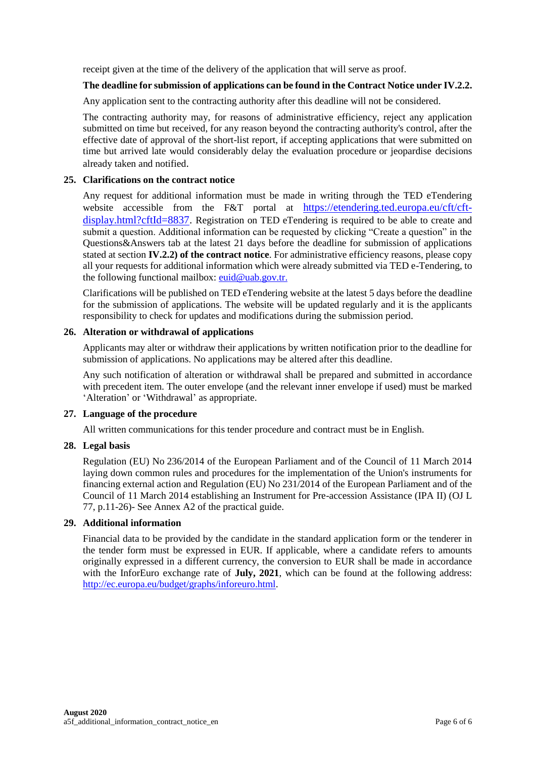receipt given at the time of the delivery of the application that will serve as proof.

**The deadline for submission of applications can be found in the Contract Notice under IV.2.2.**

Any application sent to the contracting authority after this deadline will not be considered.

The contracting authority may, for reasons of administrative efficiency, reject any application submitted on time but received, for any reason beyond the contracting authority's control, after the effective date of approval of the short-list report, if accepting applications that were submitted on time but arrived late would considerably delay the evaluation procedure or jeopardise decisions already taken and notified.

## 25. Clarifications on the contract notice

Any request for additional information must be made in writing through the TED eTendering website accessible from the F&T portal at https://etendering.ted.europa.eu/cft/cft-display.html?cftId=8837. Registration on TED eTendering is required to be able to create and submit a question. Additional information can be requested by clicking "Create a question" in the Questions&Answers tab at the latest 21 days before the deadline for submission of applications stated at section **IV.2.2) of the contract notice**. For administrative efficiency reasons, please copy all your requests for additional information which were already submitted via TED e-Tendering, to the following functional mailbox: euid@uab.gov.tr.

Clarifications will be published on TED eTendering website at the latest 5 days before the deadline for the submission of applications. The website will be updated regularly and it is the applicants responsibility to check for updates and modifications during the submission period.

## 26. Alteration or withdrawal of applications

Applicants may alter or withdraw their applications by written notification prior to the deadline for submission of applications. No applications may be altered after this deadline.

Any such notification of alteration or withdrawal shall be prepared and submitted in accordance with precedent item. The outer envelope (and the relevant inner envelope if used) must be marked 'Alteration' or 'Withdrawal' as appropriate.

## 27. Language of the procedure

All written communications for this tender procedure and contract must be in English.

## 28. Legal basis

Regulation (EU) No 236/2014 of the European Parliament and of the Council of 11 March 2014 laying down common rules and procedures for the implementation of the Union's instruments for financing external action and Regulation (EU) No 231/2014 of the European Parliament and of the Council of 11 March 2014 establishing an Instrument for Pre-accession Assistance (IPA II) (OJ L 77, p.11-26)- See Annex A2 of the practical guide.

## 29. Additional information

Financial data to be provided by the candidate in the standard application form or the tenderer in the tender form must be expressed in EUR. If applicable, where a candidate refers to amounts originally expressed in a different currency, the conversion to EUR shall be made in accordance with the InforEuro exchange rate of **July, 2021**, which can be found at the following address: http://ec.europa.eu/budget/graphs/inforeuro.html.